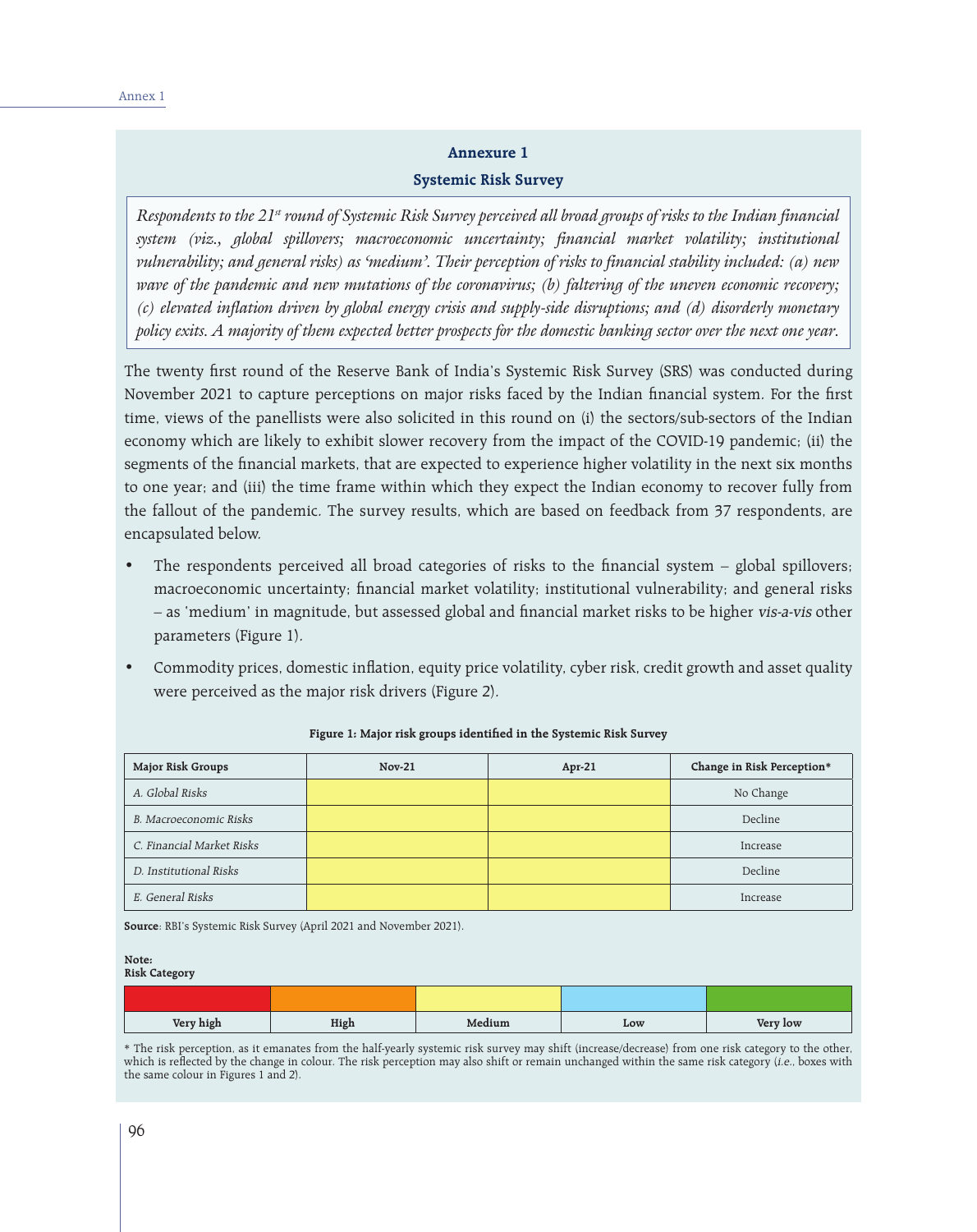## Annexure 1

### Systemic Risk Survey

*Respondents to the 21st round of Systemic Risk Survey perceived all broad groups of risks to the Indian financial system (viz., global spillovers; macroeconomic uncertainty; financial market volatility; institutional vulnerability; and general risks) as 'medium'. Their perception of risks to financial stability included: (a) new wave of the pandemic and new mutations of the coronavirus; (b) faltering of the uneven economic recovery; (c) elevated inflation driven by global energy crisis and supply-side disruptions; and (d) disorderly monetary policy exits. A majority of them expected better prospects for the domestic banking sector over the next one year.*

The twenty first round of the Reserve Bank of India's Systemic Risk Survey (SRS) was conducted during November 2021 to capture perceptions on major risks faced by the Indian financial system. For the first time, views of the panellists were also solicited in this round on (i) the sectors/sub-sectors of the Indian economy which are likely to exhibit slower recovery from the impact of the COVID-19 pandemic; (ii) the segments of the financial markets, that are expected to experience higher volatility in the next six months to one year; and (iii) the time frame within which they expect the Indian economy to recover fully from the fallout of the pandemic. The survey results, which are based on feedback from 37 respondents, are encapsulated below.

- The respondents perceived all broad categories of risks to the financial system – global spillovers; macroeconomic uncertainty; financial market volatility; institutional vulnerability; and general risks – as 'medium' in magnitude, but assessed global and financial market risks to be higher *vis-a-vis* other parameters (Figure 1).
- Commodity prices, domestic inflation, equity price volatility, cyber risk, credit growth and asset quality were perceived as the major risk drivers (Figure 2).

**Figure 1: Major risk groups identified in the Systemic Risk Survey**

| Major Risk Groups | Nov-21 | Apr-21 | Change in Risk Perception* |
|---|---|---|---|
| *A. Global Risks* | | | No Change |
| *B. Macroeconomic Risks* | | | Decline |
| *C. Financial Market Risks* | | | Increase |
| *D. Institutional Risks* | | | Decline |
| *E. General Risks* | | | Increase |

**Source**: RBI's Systemic Risk Survey (April 2021 and November 2021).

**Note:**
**Risk Category**

| Very high | High | Medium | Low | Very low |
|---|---|---|---|---|

\* The risk perception, as it emanates from the half-yearly systemic risk survey may shift (increase/decrease) from one risk category to the other, which is reflected by the change in colour. The risk perception may also shift or remain unchanged within the same risk category (*i.e.*, boxes with the same colour in Figures 1 and 2).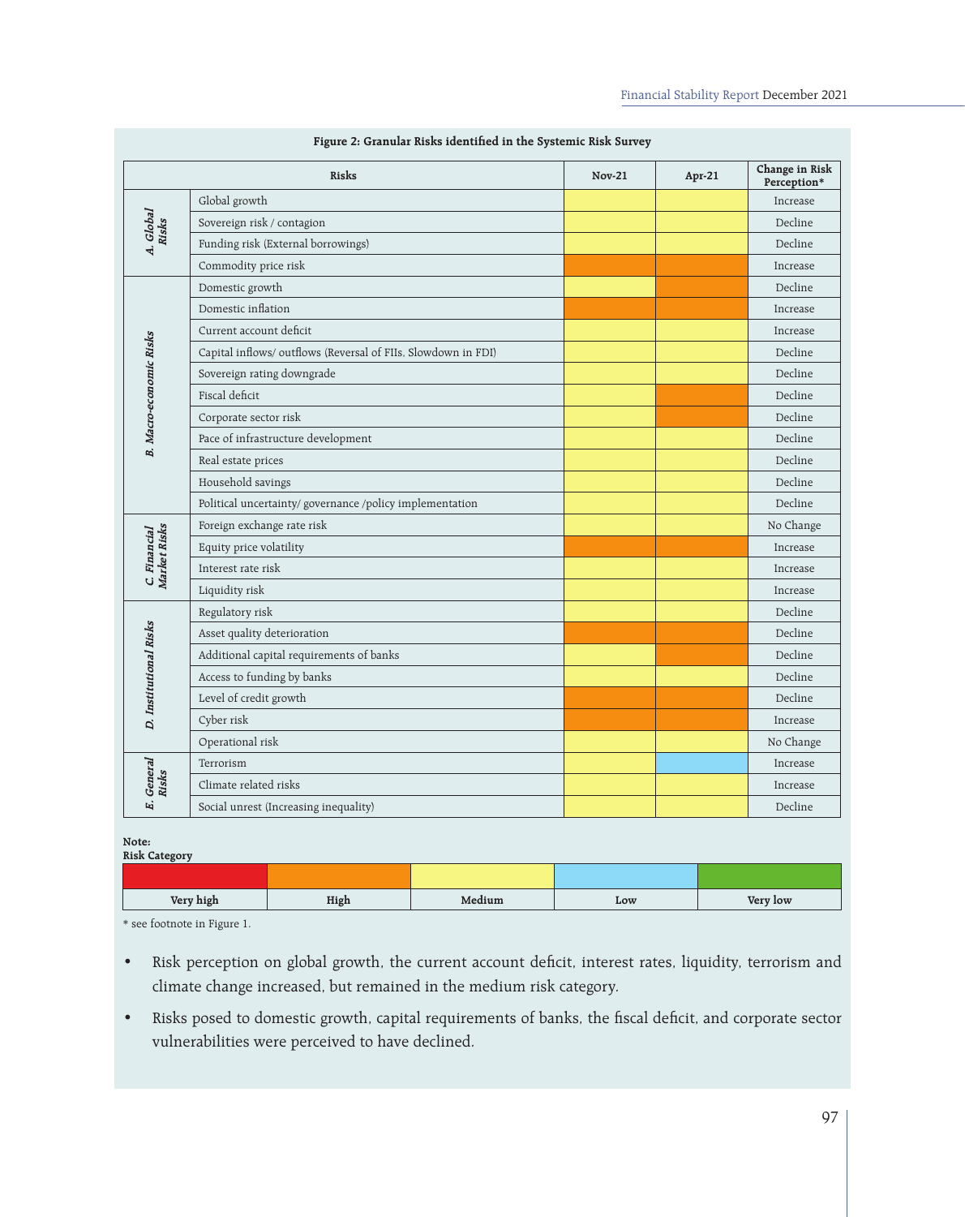**Figure 2: Granular Risks identified in the Systemic Risk Survey**

| | Risks | Nov-21 | Apr-21 | Change in Risk Perception* |
|---|---|---|---|---|
| A. Global Risks | Global growth | Medium | Medium | Increase |
| | Sovereign risk / contagion | Medium | Medium | Decline |
| | Funding risk (External borrowings) | Medium | Medium | Decline |
| | Commodity price risk | High | High | Increase |
| B. Macro-economic Risks | Domestic growth | Medium | High | Decline |
| | Domestic inflation | High | High | Increase |
| | Current account deficit | Medium | Medium | Increase |
| | Capital inflows/ outflows (Reversal of FIIs, Slowdown in FDI) | Medium | Medium | Decline |
| | Sovereign rating downgrade | Medium | Medium | Decline |
| | Fiscal deficit | Medium | High | Decline |
| | Corporate sector risk | Medium | High | Decline |
| | Pace of infrastructure development | Medium | Medium | Decline |
| | Real estate prices | Medium | Medium | Decline |
| | Household savings | Medium | Medium | Decline |
| | Political uncertainty/ governance /policy implementation | Medium | Medium | Decline |
| C. Financial Market Risks | Foreign exchange rate risk | Medium | Medium | No Change |
| | Equity price volatility | High | High | Increase |
| | Interest rate risk | Medium | Medium | Increase |
| | Liquidity risk | Medium | Medium | Increase |
| D. Institutional Risks | Regulatory risk | Medium | Medium | Decline |
| | Asset quality deterioration | High | High | Decline |
| | Additional capital requirements of banks | Medium | High | Decline |
| | Access to funding by banks | Medium | Medium | Decline |
| | Level of credit growth | High | High | Decline |
| | Cyber risk | High | High | Increase |
| | Operational risk | Medium | Medium | No Change |
| E. General Risks | Terrorism | Medium | Low | Increase |
| | Climate related risks | Medium | Medium | Increase |
| | Social unrest (Increasing inequality) | Medium | Medium | Decline |

**Note:**
**Risk Category**

| | | | | |
|---|---|---|---|---|
| **Very high** | **High** | **Medium** | **Low** | **Very low** |

\* see footnote in Figure 1.

- Risk perception on global growth, the current account deficit, interest rates, liquidity, terrorism and climate change increased, but remained in the medium risk category.
- Risks posed to domestic growth, capital requirements of banks, the fiscal deficit, and corporate sector vulnerabilities were perceived to have declined.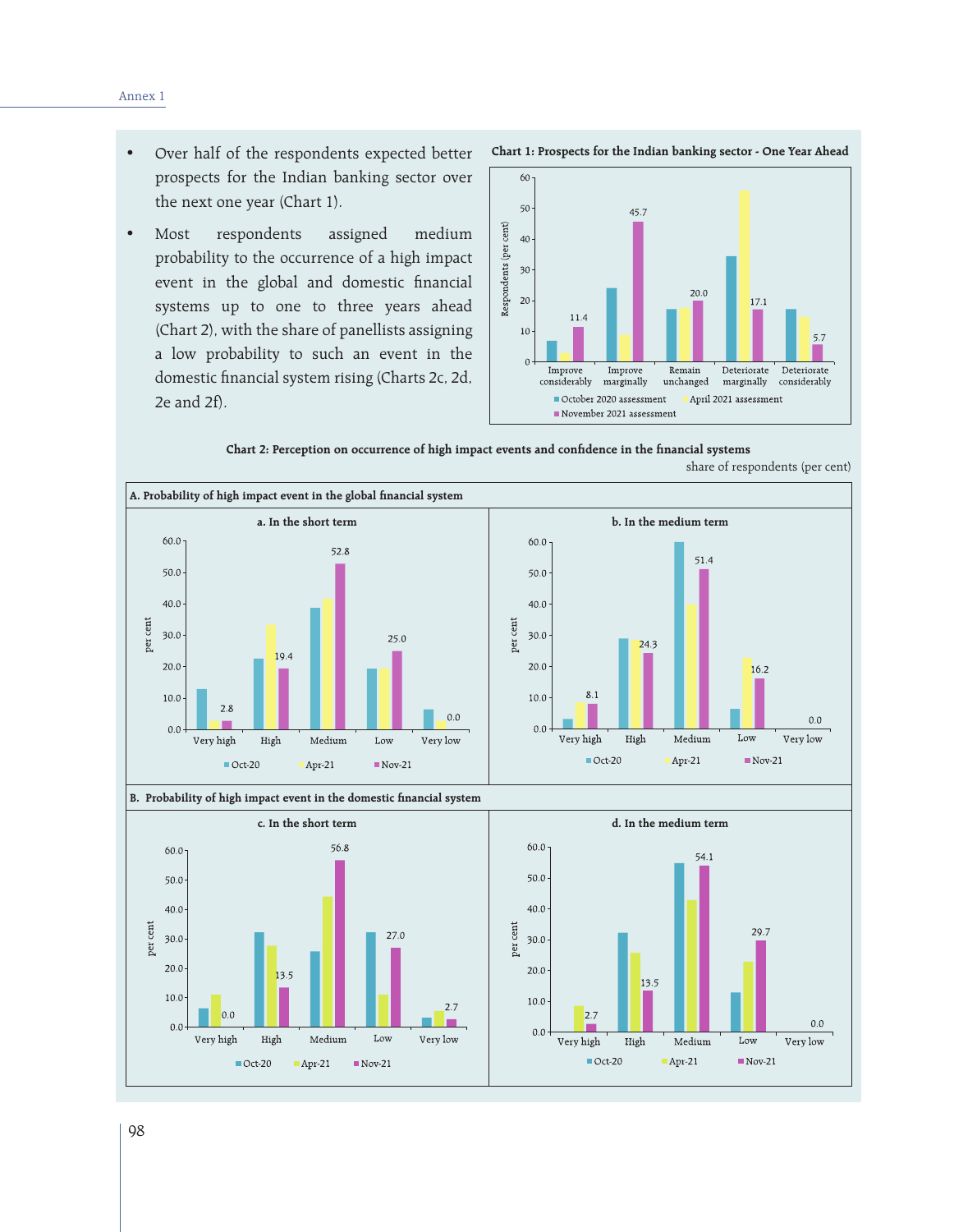- Over half of the respondents expected better prospects for the Indian banking sector over the next one year (Chart 1).
- Most respondents assigned medium probability to the occurrence of a high impact event in the global and domestic financial systems up to one to three years ahead (Chart 2), with the share of panellists assigning a low probability to such an event in the domestic financial system rising (Charts 2c, 2d, 2e and 2f).

**Chart 1: Prospects for the Indian banking sector - One Year Ahead**

Respondents (per cent)

0, 10, 20, 30, 40, 50, 60

11.4, 45.7, 20.0, 17.1, 5.7

Improve considerably, Improve marginally, Remain unchanged, Deteriorate marginally, Deteriorate considerably

October 2020 assessment, April 2021 assessment, November 2021 assessment

**Chart 2: Perception on occurrence of high impact events and confidence in the financial systems**

share of respondents (per cent)

**A. Probability of high impact event in the global financial system**

**a. In the short term**

per cent

0.0, 10.0, 20.0, 30.0, 40.0, 50.0, 60.0

2.8, 19.4, 52.8, 25.0, 0.0

Very high, High, Medium, Low, Very low

Oct-20, Apr-21, Nov-21

**b. In the medium term**

per cent

0.0, 10.0, 20.0, 30.0, 40.0, 50.0, 60.0

8.1, 24.3, 51.4, 16.2, 0.0

Very high, High, Medium, Low, Very low

Oct-20, Apr-21, Nov-21

**B. Probability of high impact event in the domestic financial system**

**c. In the short term**

per cent

0.0, 10.0, 20.0, 30.0, 40.0, 50.0, 60.0

0.0, 13.5, 56.8, 27.0, 2.7

Very high, High, Medium, Low, Very low

Oct-20, Apr-21, Nov-21

**d. In the medium term**

per cent

0.0, 10.0, 20.0, 30.0, 40.0, 50.0, 60.0

2.7, 13.5, 54.1, 29.7, 0.0

Very high, High, Medium, Low, Very low

Oct-20, Apr-21, Nov-21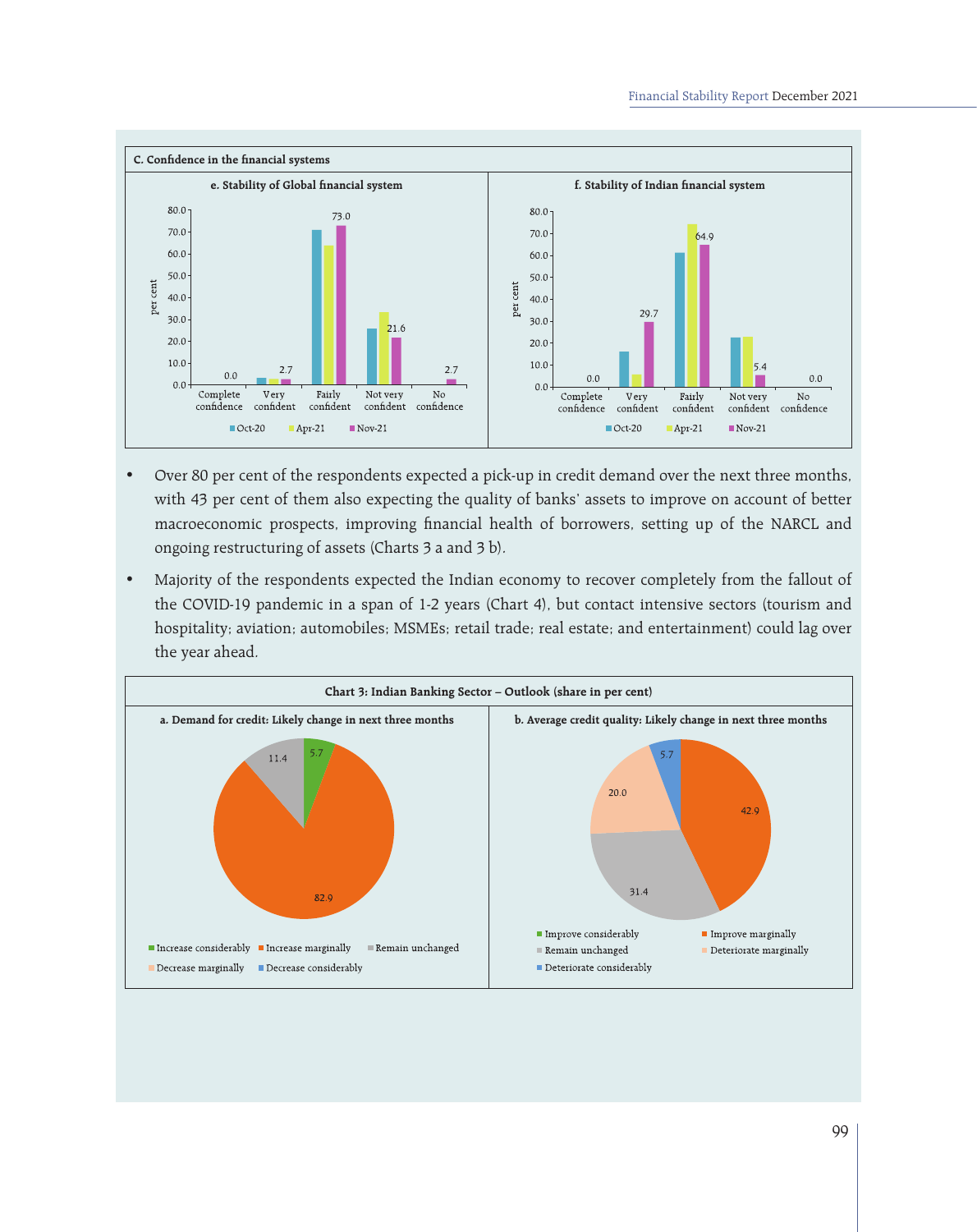**C. Confidence in the financial systems**

**e. Stability of Global financial system**

per cent

80.0
70.0
60.0
50.0
40.0
30.0
20.0
10.0
0.0

0.0
2.7
73.0
21.6
2.7

Complete confidence
Very confident
Fairly confident
Not very confident
No confidence

Oct-20 Apr-21 Nov-21

**f. Stability of Indian financial system**

per cent

80.0
70.0
60.0
50.0
40.0
30.0
20.0
10.0
0.0

0.0
29.7
64.9
5.4
0.0

Complete confidence
Very confident
Fairly confident
Not very confident
No confidence

Oct-20 Apr-21 Nov-21

- Over 80 per cent of the respondents expected a pick-up in credit demand over the next three months, with 43 per cent of them also expecting the quality of banks' assets to improve on account of better macroeconomic prospects, improving financial health of borrowers, setting up of the NARCL and ongoing restructuring of assets (Charts 3 a and 3 b).
- Majority of the respondents expected the Indian economy to recover completely from the fallout of the COVID-19 pandemic in a span of 1-2 years (Chart 4), but contact intensive sectors (tourism and hospitality; aviation; automobiles; MSMEs; retail trade; real estate; and entertainment) could lag over the year ahead.

**Chart 3: Indian Banking Sector – Outlook (share in per cent)**

**a. Demand for credit: Likely change in next three months**

5.7
11.4
82.9

Increase considerably
Increase marginally
Remain unchanged
Decrease marginally
Decrease considerably

**b. Average credit quality: Likely change in next three months**

5.7
20.0
42.9
31.4

Improve considerably
Improve marginally
Remain unchanged
Deteriorate marginally
Deteriorate considerably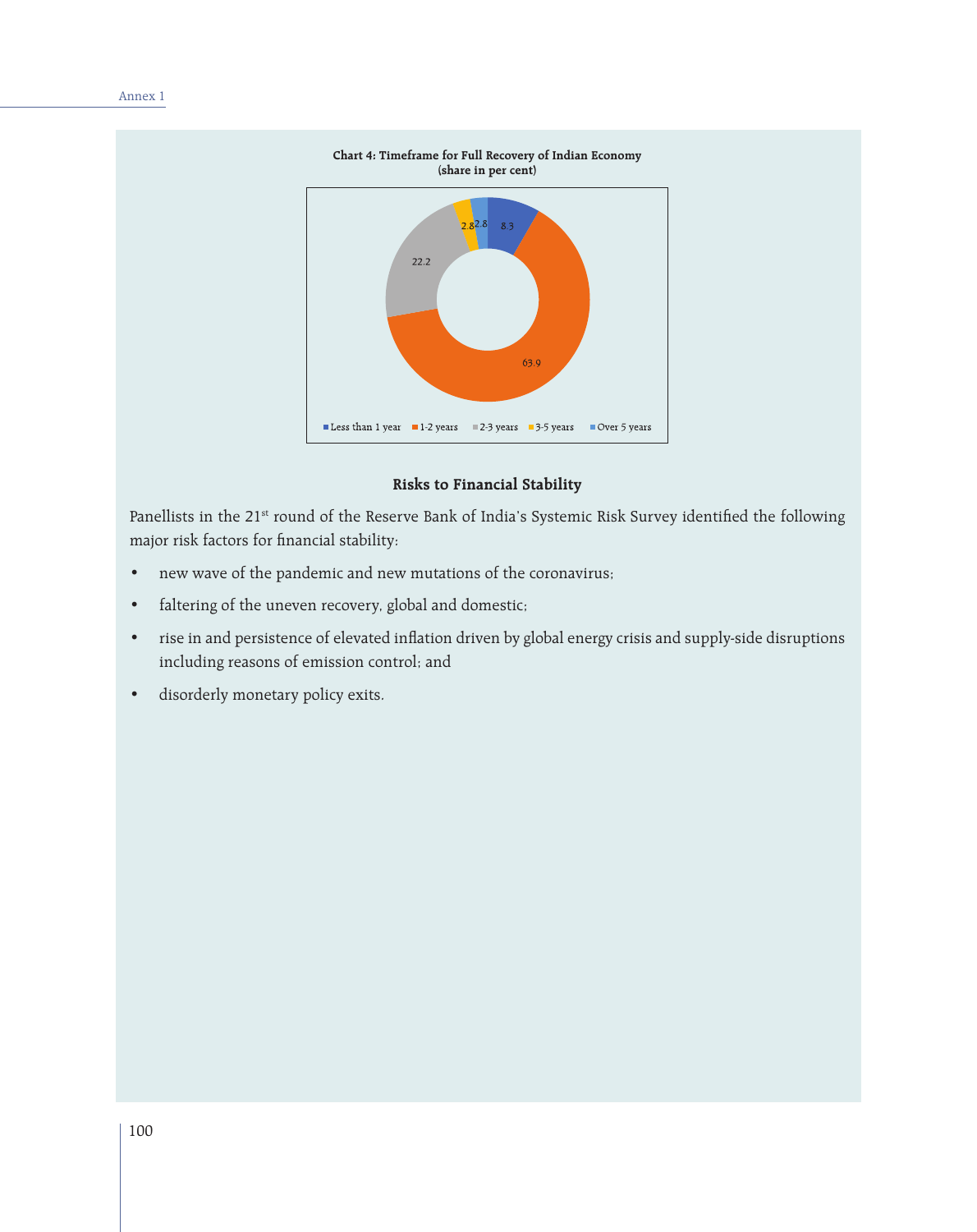Chart 4: Timeframe for Full Recovery of Indian Economy
(share in per cent)

2.8
2.8
8.3
22.2
63.9

Less than 1 year
1-2 years
2-3 years
3-5 years
Over 5 years

### Risks to Financial Stability

Panellists in the 21st round of the Reserve Bank of India's Systemic Risk Survey identified the following major risk factors for financial stability:

- new wave of the pandemic and new mutations of the coronavirus;
- faltering of the uneven recovery, global and domestic;
- rise in and persistence of elevated inflation driven by global energy crisis and supply-side disruptions including reasons of emission control; and
- disorderly monetary policy exits.